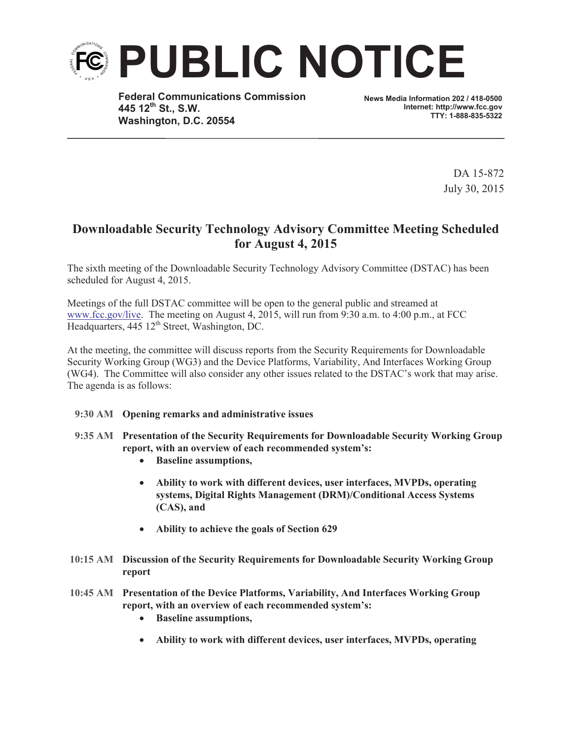# PUBLIC NOTICE

**Federal Communications Commission**
**445 12th St., S.W.**
**Washington, D.C. 20554**

**News Media Information 202 / 418-0500**
**Internet: http://www.fcc.gov**
**TTY: 1-888-835-5322**

DA 15-872
July 30, 2015

## Downloadable Security Technology Advisory Committee Meeting Scheduled for August 4, 2015

The sixth meeting of the Downloadable Security Technology Advisory Committee (DSTAC) has been scheduled for August 4, 2015.

Meetings of the full DSTAC committee will be open to the general public and streamed at www.fcc.gov/live. The meeting on August 4, 2015, will run from 9:30 a.m. to 4:00 p.m., at FCC Headquarters, 445 12th Street, Washington, DC.

At the meeting, the committee will discuss reports from the Security Requirements for Downloadable Security Working Group (WG3) and the Device Platforms, Variability, And Interfaces Working Group (WG4). The Committee will also consider any other issues related to the DSTAC's work that may arise. The agenda is as follows:

**9:30 AM Opening remarks and administrative issues**

**9:35 AM Presentation of the Security Requirements for Downloadable Security Working Group report, with an overview of each recommended system's:**

- **Baseline assumptions,**
- **Ability to work with different devices, user interfaces, MVPDs, operating systems, Digital Rights Management (DRM)/Conditional Access Systems (CAS), and**
- **Ability to achieve the goals of Section 629**

**10:15 AM Discussion of the Security Requirements for Downloadable Security Working Group report**

**10:45 AM Presentation of the Device Platforms, Variability, And Interfaces Working Group report, with an overview of each recommended system's:**

- **Baseline assumptions,**
- **Ability to work with different devices, user interfaces, MVPDs, operating**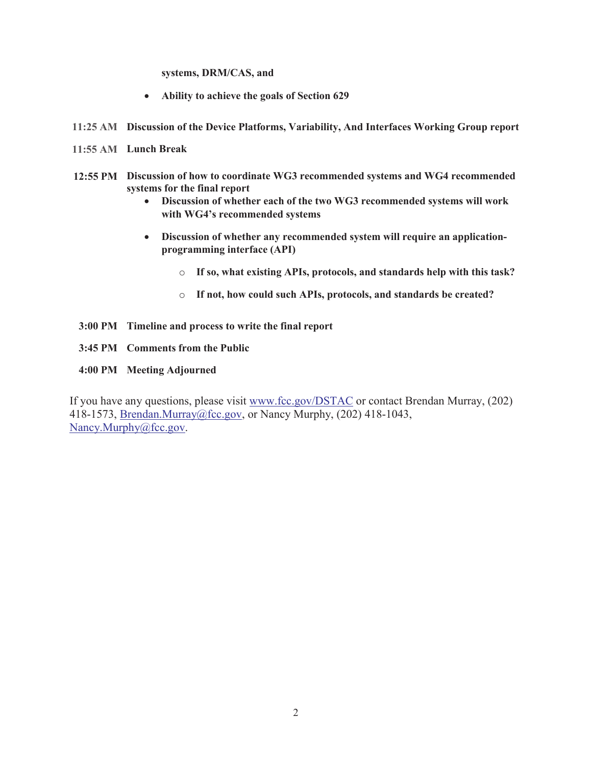**systems, DRM/CAS, and**

- **Ability to achieve the goals of Section 629**

**11:25 AM Discussion of the Device Platforms, Variability, And Interfaces Working Group report**

**11:55 AM Lunch Break**

**12:55 PM Discussion of how to coordinate WG3 recommended systems and WG4 recommended systems for the final report**

- **Discussion of whether each of the two WG3 recommended systems will work with WG4's recommended systems**
- **Discussion of whether any recommended system will require an application-programming interface (API)**
  - **If so, what existing APIs, protocols, and standards help with this task?**
  - **If not, how could such APIs, protocols, and standards be created?**

**3:00 PM Timeline and process to write the final report**

**3:45 PM Comments from the Public**

**4:00 PM Meeting Adjourned**

If you have any questions, please visit www.fcc.gov/DSTAC or contact Brendan Murray, (202) 418-1573, Brendan.Murray@fcc.gov, or Nancy Murphy, (202) 418-1043, Nancy.Murphy@fcc.gov.